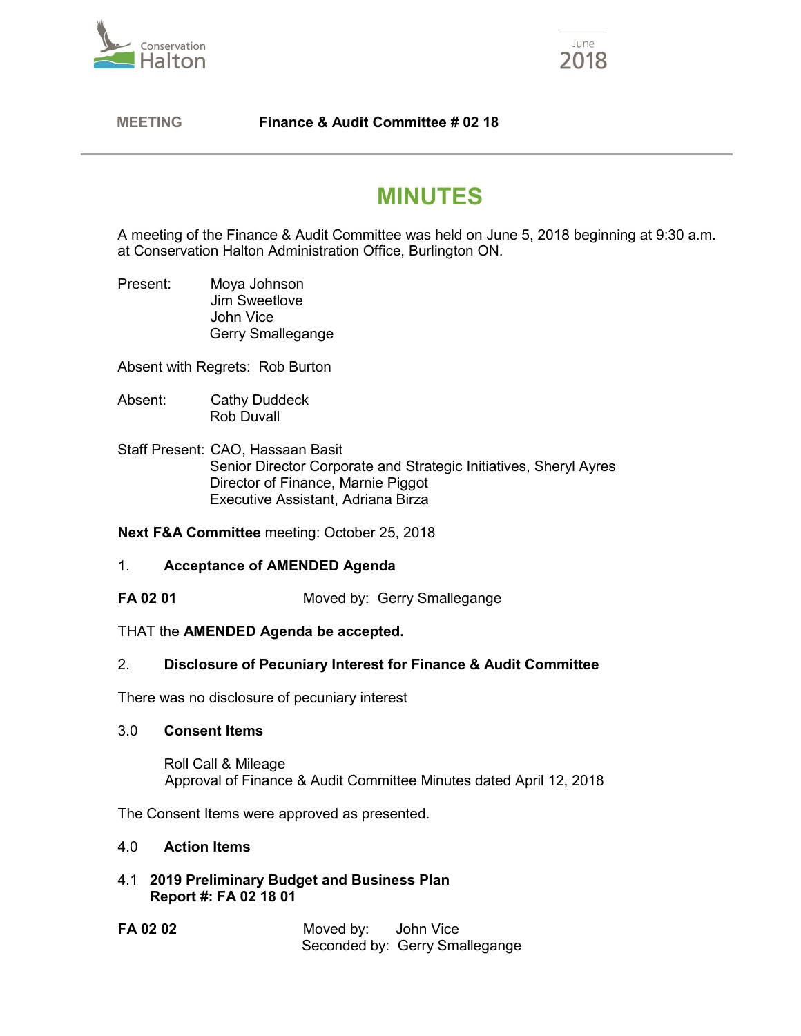**MEETING** **Finance & Audit Committee # 02 18**

# MINUTES

A meeting of the Finance & Audit Committee was held on June 5, 2018 beginning at 9:30 a.m. at Conservation Halton Administration Office, Burlington ON.

Present: Moya Johnson
Jim Sweetlove
John Vice
Gerry Smallegange

Absent with Regrets: Rob Burton

Absent: Cathy Duddeck
Rob Duvall

Staff Present: CAO, Hassaan Basit
Senior Director Corporate and Strategic Initiatives, Sheryl Ayres
Director of Finance, Marnie Piggot
Executive Assistant, Adriana Birza

**Next F&A Committee** meeting: October 25, 2018

1. **Acceptance of AMENDED Agenda**

**FA 02 01** Moved by: Gerry Smallegange

THAT the **AMENDED Agenda be accepted.**

2. **Disclosure of Pecuniary Interest for Finance & Audit Committee**

There was no disclosure of pecuniary interest

3.0 **Consent Items**

Roll Call & Mileage
Approval of Finance & Audit Committee Minutes dated April 12, 2018

The Consent Items were approved as presented.

4.0 **Action Items**

4.1 **2019 Preliminary Budget and Business Plan**
**Report #: FA 02 18 01**

**FA 02 02** Moved by: John Vice
Seconded by: Gerry Smallegange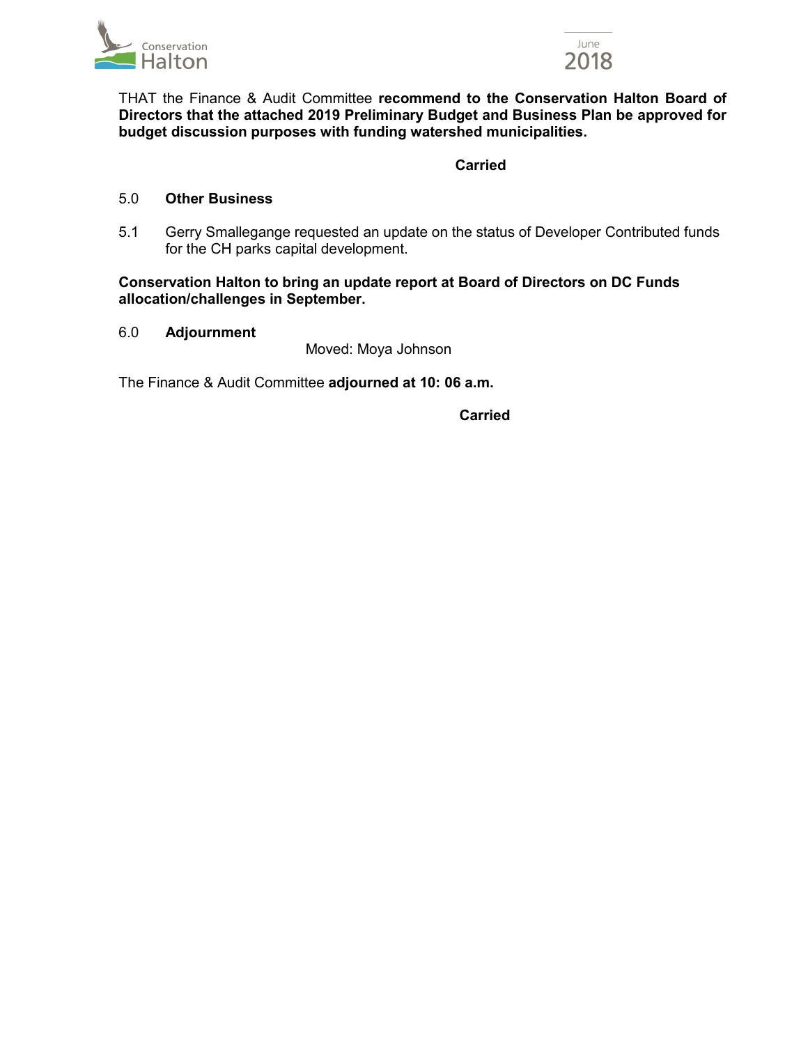THAT the Finance & Audit Committee **recommend to the Conservation Halton Board of Directors that the attached 2019 Preliminary Budget and Business Plan be approved for budget discussion purposes with funding watershed municipalities.**

**Carried**

## 5.0 Other Business

5.1 Gerry Smallegange requested an update on the status of Developer Contributed funds for the CH parks capital development.

**Conservation Halton to bring an update report at Board of Directors on DC Funds allocation/challenges in September.**

## 6.0 Adjournment

Moved: Moya Johnson

The Finance & Audit Committee **adjourned at 10: 06 a.m.**

**Carried**